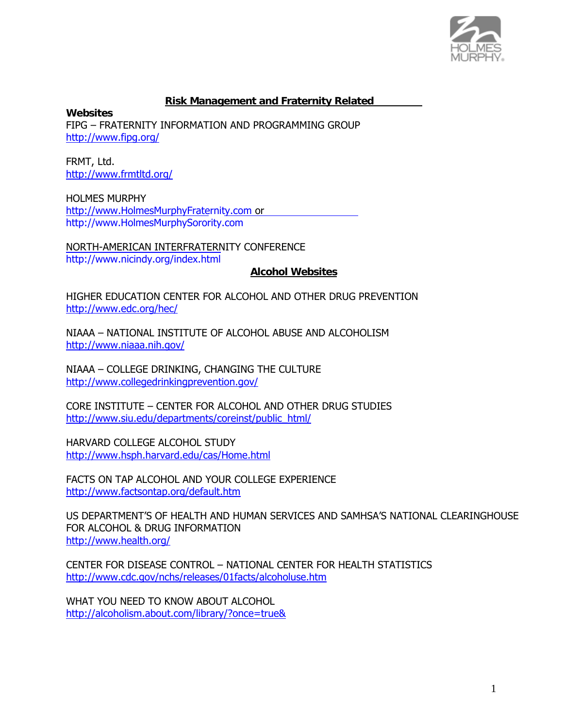## Risk Management and Fraternity Related Websites

FIPG – FRATERNITY INFORMATION AND PROGRAMMING GROUP
http://www.fipg.org/

FRMT, Ltd.
http://www.frmtltd.org/

HOLMES MURPHY
http://www.HolmesMurphyFraternity.com or
http://www.HolmesMurphySorority.com

NORTH-AMERICAN INTERFRATERNITY CONFERENCE
http://www.nicindy.org/index.html

## Alcohol Websites

HIGHER EDUCATION CENTER FOR ALCOHOL AND OTHER DRUG PREVENTION
http://www.edc.org/hec/

NIAAA – NATIONAL INSTITUTE OF ALCOHOL ABUSE AND ALCOHOLISM
http://www.niaaa.nih.gov/

NIAAA – COLLEGE DRINKING, CHANGING THE CULTURE
http://www.collegedrinkingprevention.gov/

CORE INSTITUTE – CENTER FOR ALCOHOL AND OTHER DRUG STUDIES
http://www.siu.edu/departments/coreinst/public_html/

HARVARD COLLEGE ALCOHOL STUDY
http://www.hsph.harvard.edu/cas/Home.html

FACTS ON TAP ALCOHOL AND YOUR COLLEGE EXPERIENCE
http://www.factsontap.org/default.htm

US DEPARTMENT'S OF HEALTH AND HUMAN SERVICES AND SAMHSA'S NATIONAL CLEARINGHOUSE FOR ALCOHOL & DRUG INFORMATION
http://www.health.org/

CENTER FOR DISEASE CONTROL – NATIONAL CENTER FOR HEALTH STATISTICS
http://www.cdc.gov/nchs/releases/01facts/alcoholuse.htm

WHAT YOU NEED TO KNOW ABOUT ALCOHOL
http://alcoholism.about.com/library/?once=true&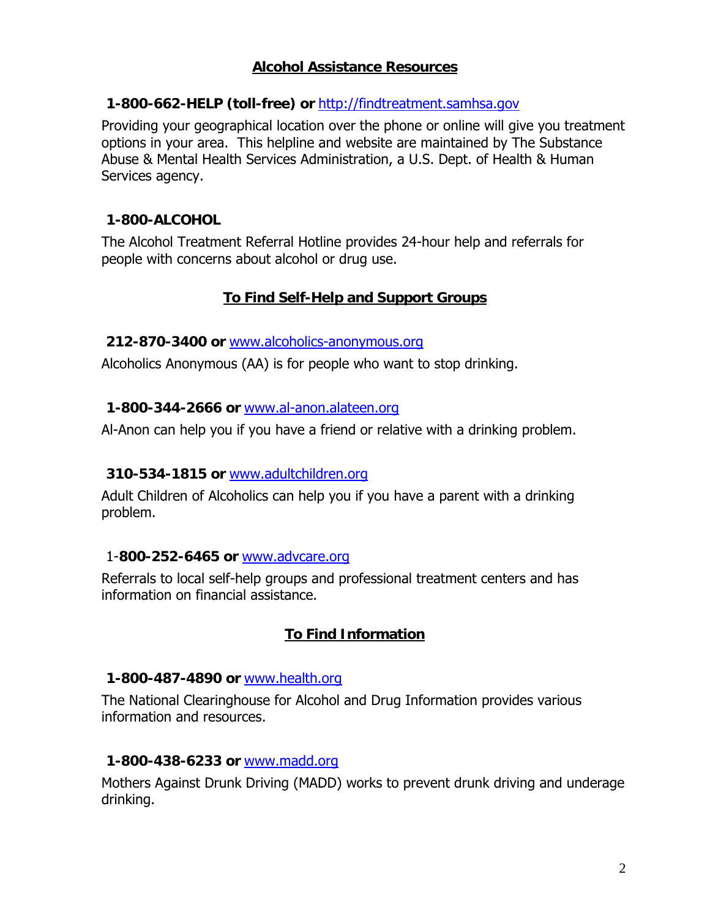## Alcohol Assistance Resources

**1-800-662-HELP (toll-free) or** http://findtreatment.samhsa.gov

Providing your geographical location over the phone or online will give you treatment options in your area. This helpline and website are maintained by The Substance Abuse & Mental Health Services Administration, a U.S. Dept. of Health & Human Services agency.

**1-800-ALCOHOL**

The Alcohol Treatment Referral Hotline provides 24-hour help and referrals for people with concerns about alcohol or drug use.

## To Find Self-Help and Support Groups

**212-870-3400 or** www.alcoholics-anonymous.org

Alcoholics Anonymous (AA) is for people who want to stop drinking.

**1-800-344-2666 or** www.al-anon.alateen.org

Al-Anon can help you if you have a friend or relative with a drinking problem.

**310-534-1815 or** www.adultchildren.org

Adult Children of Alcoholics can help you if you have a parent with a drinking problem.

1-**800-252-6465 or** www.advcare.org

Referrals to local self-help groups and professional treatment centers and has information on financial assistance.

## To Find Information

**1-800-487-4890 or** www.health.org

The National Clearinghouse for Alcohol and Drug Information provides various information and resources.

**1-800-438-6233 or** www.madd.org

Mothers Against Drunk Driving (MADD) works to prevent drunk driving and underage drinking.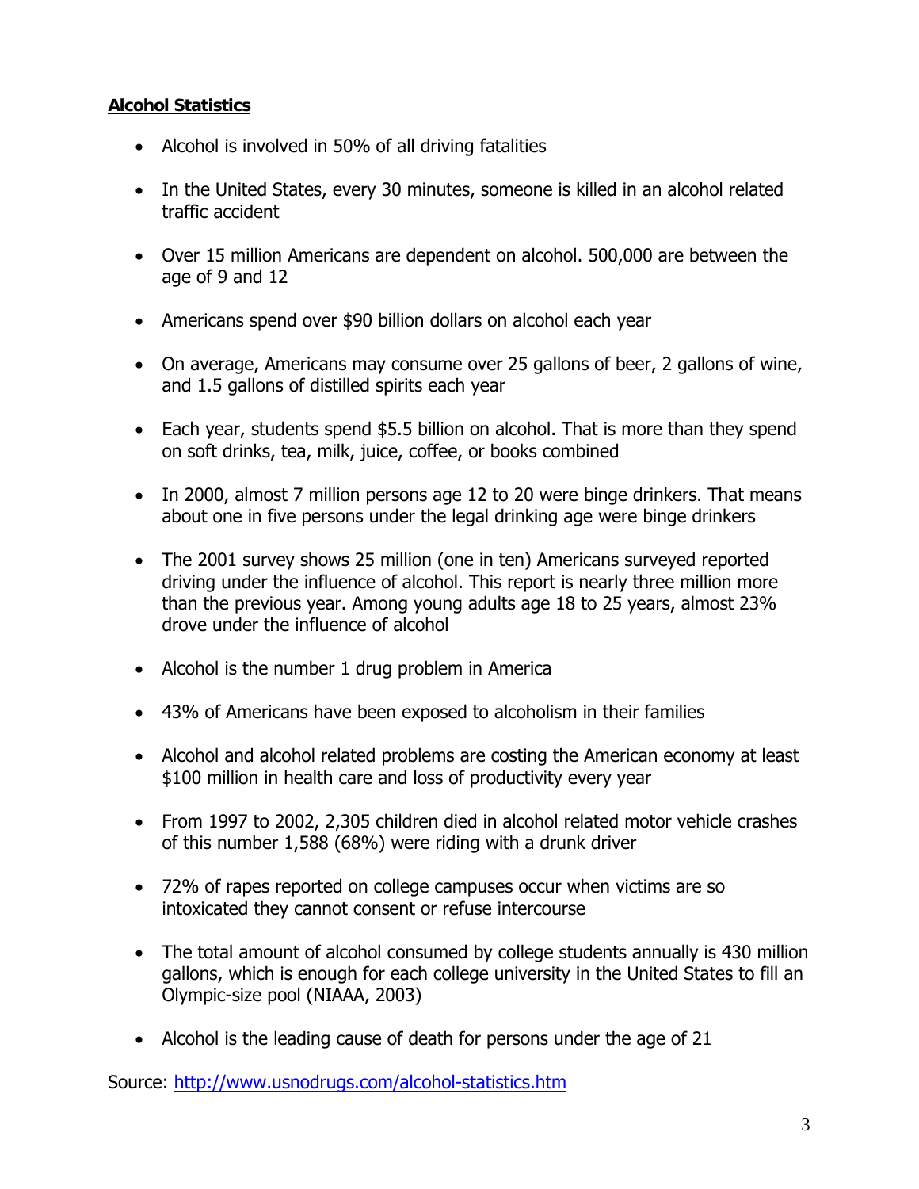**Alcohol Statistics**

- Alcohol is involved in 50% of all driving fatalities
- In the United States, every 30 minutes, someone is killed in an alcohol related traffic accident
- Over 15 million Americans are dependent on alcohol. 500,000 are between the age of 9 and 12
- Americans spend over $90 billion dollars on alcohol each year
- On average, Americans may consume over 25 gallons of beer, 2 gallons of wine, and 1.5 gallons of distilled spirits each year
- Each year, students spend $5.5 billion on alcohol. That is more than they spend on soft drinks, tea, milk, juice, coffee, or books combined
- In 2000, almost 7 million persons age 12 to 20 were binge drinkers. That means about one in five persons under the legal drinking age were binge drinkers
- The 2001 survey shows 25 million (one in ten) Americans surveyed reported driving under the influence of alcohol. This report is nearly three million more than the previous year. Among young adults age 18 to 25 years, almost 23% drove under the influence of alcohol
- Alcohol is the number 1 drug problem in America
- 43% of Americans have been exposed to alcoholism in their families
- Alcohol and alcohol related problems are costing the American economy at least $100 million in health care and loss of productivity every year
- From 1997 to 2002, 2,305 children died in alcohol related motor vehicle crashes of this number 1,588 (68%) were riding with a drunk driver
- 72% of rapes reported on college campuses occur when victims are so intoxicated they cannot consent or refuse intercourse
- The total amount of alcohol consumed by college students annually is 430 million gallons, which is enough for each college university in the United States to fill an Olympic-size pool (NIAAA, 2003)
- Alcohol is the leading cause of death for persons under the age of 21

Source: http://www.usnodrugs.com/alcohol-statistics.htm